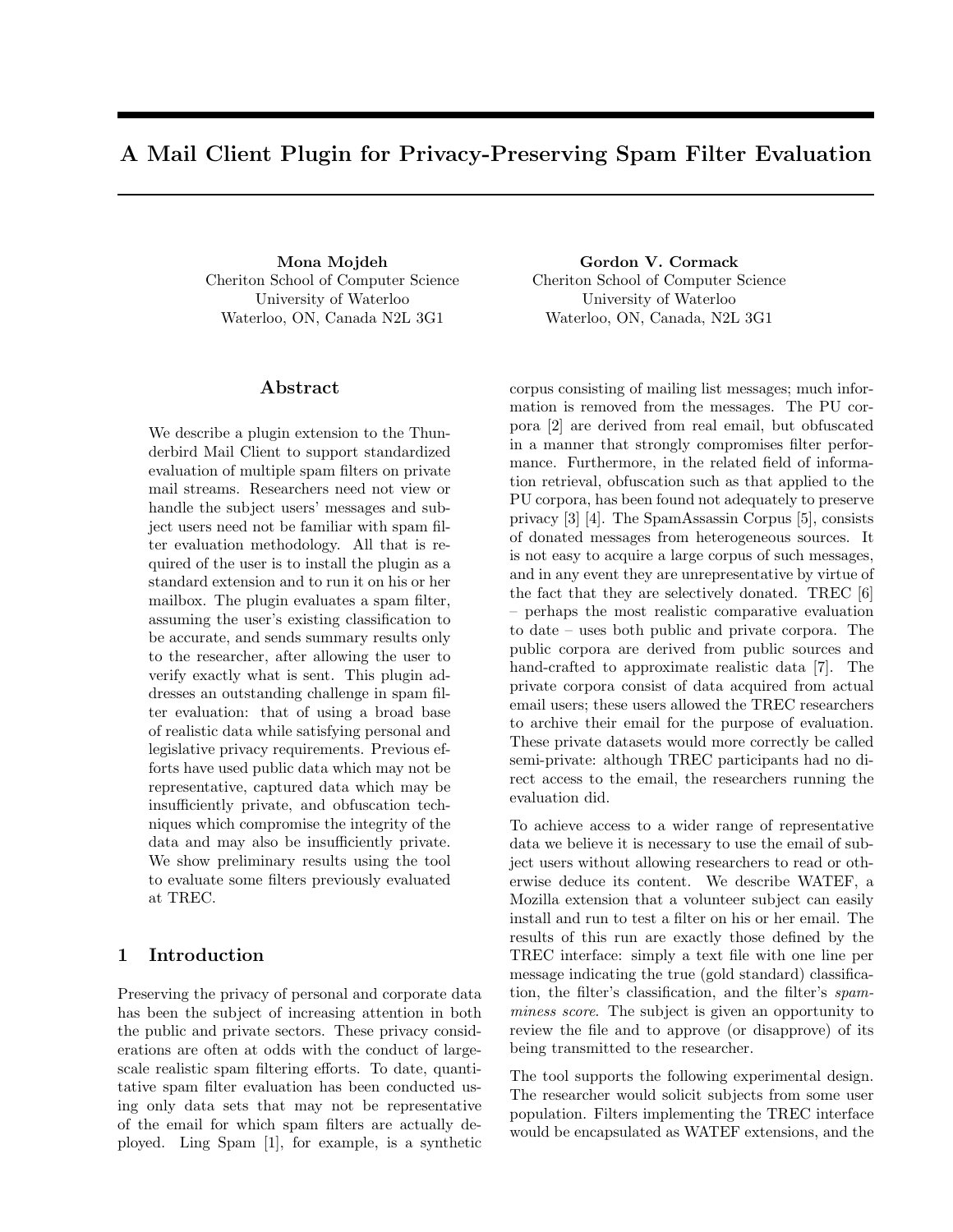# A Mail Client Plugin for Privacy-Preserving Spam Filter Evaluation

**Mona Mojdeh**
Cheriton School of Computer Science
University of Waterloo
Waterloo, ON, Canada N2L 3G1

**Gordon V. Cormack**
Cheriton School of Computer Science
University of Waterloo
Waterloo, ON, Canada, N2L 3G1

## Abstract

We describe a plugin extension to the Thunderbird Mail Client to support standardized evaluation of multiple spam filters on private mail streams. Researchers need not view or handle the subject users' messages and subject users need not be familiar with spam filter evaluation methodology. All that is required of the user is to install the plugin as a standard extension and to run it on his or her mailbox. The plugin evaluates a spam filter, assuming the user's existing classification to be accurate, and sends summary results only to the researcher, after allowing the user to verify exactly what is sent. This plugin addresses an outstanding challenge in spam filter evaluation: that of using a broad base of realistic data while satisfying personal and legislative privacy requirements. Previous efforts have used public data which may not be representative, captured data which may be insufficiently private, and obfuscation techniques which compromise the integrity of the data and may also be insufficiently private. We show preliminary results using the tool to evaluate some filters previously evaluated at TREC.

## 1 Introduction

Preserving the privacy of personal and corporate data has been the subject of increasing attention in both the public and private sectors. These privacy considerations are often at odds with the conduct of large-scale realistic spam filtering efforts. To date, quantitative spam filter evaluation has been conducted using only data sets that may not be representative of the email for which spam filters are actually deployed. Ling Spam [1], for example, is a synthetic corpus consisting of mailing list messages; much information is removed from the messages. The PU corpora [2] are derived from real email, but obfuscated in a manner that strongly compromises filter performance. Furthermore, in the related field of information retrieval, obfuscation such as that applied to the PU corpora, has been found not adequately to preserve privacy [3] [4]. The SpamAssassin Corpus [5], consists of donated messages from heterogeneous sources. It is not easy to acquire a large corpus of such messages, and in any event they are unrepresentative by virtue of the fact that they are selectively donated. TREC [6] – perhaps the most realistic comparative evaluation to date – uses both public and private corpora. The public corpora are derived from public sources and hand-crafted to approximate realistic data [7]. The private corpora consist of data acquired from actual email users; these users allowed the TREC researchers to archive their email for the purpose of evaluation. These private datasets would more correctly be called semi-private: although TREC participants had no direct access to the email, the researchers running the evaluation did.

To achieve access to a wider range of representative data we believe it is necessary to use the email of subject users without allowing researchers to read or otherwise deduce its content. We describe WATEF, a Mozilla extension that a volunteer subject can easily install and run to test a filter on his or her email. The results of this run are exactly those defined by the TREC interface: simply a text file with one line per message indicating the true (gold standard) classification, the filter's classification, and the filter's *spamminess score*. The subject is given an opportunity to review the file and to approve (or disapprove) of its being transmitted to the researcher.

The tool supports the following experimental design. The researcher would solicit subjects from some user population. Filters implementing the TREC interface would be encapsulated as WATEF extensions, and the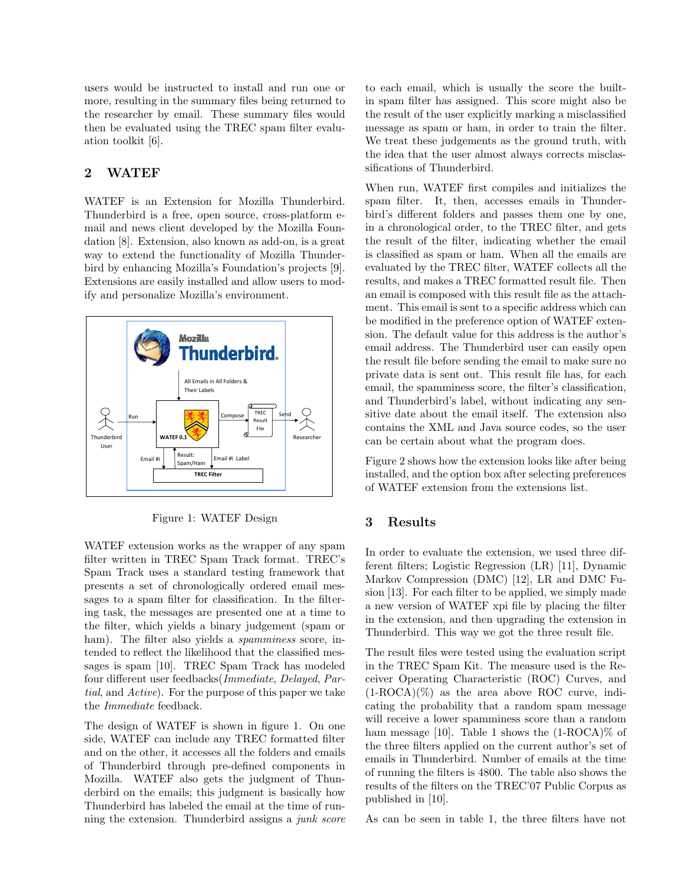users would be instructed to install and run one or more, resulting in the summary files being returned to the researcher by email. These summary files would then be evaluated using the TREC spam filter evaluation toolkit [6].

## 2 WATEF

WATEF is an Extension for Mozilla Thunderbird. Thunderbird is a free, open source, cross-platform e-mail and news client developed by the Mozilla Foundation [8]. Extension, also known as add-on, is a great way to extend the functionality of Mozilla Thunderbird by enhancing Mozilla's Foundation's projects [9]. Extensions are easily installed and allow users to modify and personalize Mozilla's environment.

Figure 1: WATEF Design

WATEF extension works as the wrapper of any spam filter written in TREC Spam Track format. TREC's Spam Track uses a standard testing framework that presents a set of chronologically ordered email messages to a spam filter for classification. In the filtering task, the messages are presented one at a time to the filter, which yields a binary judgement (spam or ham). The filter also yields a *spamminess* score, intended to reflect the likelihood that the classified messages is spam [10]. TREC Spam Track has modeled four different user feedbacks(*Immediate*, *Delayed*, *Partial*, and *Active*). For the purpose of this paper we take the *Immediate* feedback.

The design of WATEF is shown in figure 1. On one side, WATEF can include any TREC formatted filter and on the other, it accesses all the folders and emails of Thunderbird through pre-defined components in Mozilla. WATEF also gets the judgment of Thunderbird on the emails; this judgment is basically how Thunderbird has labeled the email at the time of running the extension. Thunderbird assigns a *junk score* to each email, which is usually the score the built-in spam filter has assigned. This score might also be the result of the user explicitly marking a misclassified message as spam or ham, in order to train the filter. We treat these judgements as the ground truth, with the idea that the user almost always corrects misclassifications of Thunderbird.

When run, WATEF first compiles and initializes the spam filter. It, then, accesses emails in Thunderbird's different folders and passes them one by one, in a chronological order, to the TREC filter, and gets the result of the filter, indicating whether the email is classified as spam or ham. When all the emails are evaluated by the TREC filter, WATEF collects all the results, and makes a TREC formatted result file. Then an email is composed with this result file as the attachment. This email is sent to a specific address which can be modified in the preference option of WATEF extension. The default value for this address is the author's email address. The Thunderbird user can easily open the result file before sending the email to make sure no private data is sent out. This result file has, for each email, the spamminess score, the filter's classification, and Thunderbird's label, without indicating any sensitive date about the email itself. The extension also contains the XML and Java source codes, so the user can be certain about what the program does.

Figure 2 shows how the extension looks like after being installed, and the option box after selecting preferences of WATEF extension from the extensions list.

## 3 Results

In order to evaluate the extension, we used three different filters; Logistic Regression (LR) [11], Dynamic Markov Compression (DMC) [12], LR and DMC Fusion [13]. For each filter to be applied, we simply made a new version of WATEF xpi file by placing the filter in the extension, and then upgrading the extension in Thunderbird. This way we got the three result file.

The result files were tested using the evaluation script in the TREC Spam Kit. The measure used is the Receiver Operating Characteristic (ROC) Curves, and (1-ROCA)(%) as the area above ROC curve, indicating the probability that a random spam message will receive a lower spamminess score than a random ham message [10]. Table 1 shows the (1-ROCA)% of the three filters applied on the current author's set of emails in Thunderbird. Number of emails at the time of running the filters is 4800. The table also shows the results of the filters on the TREC'07 Public Corpus as published in [10].

As can be seen in table 1, the three filters have not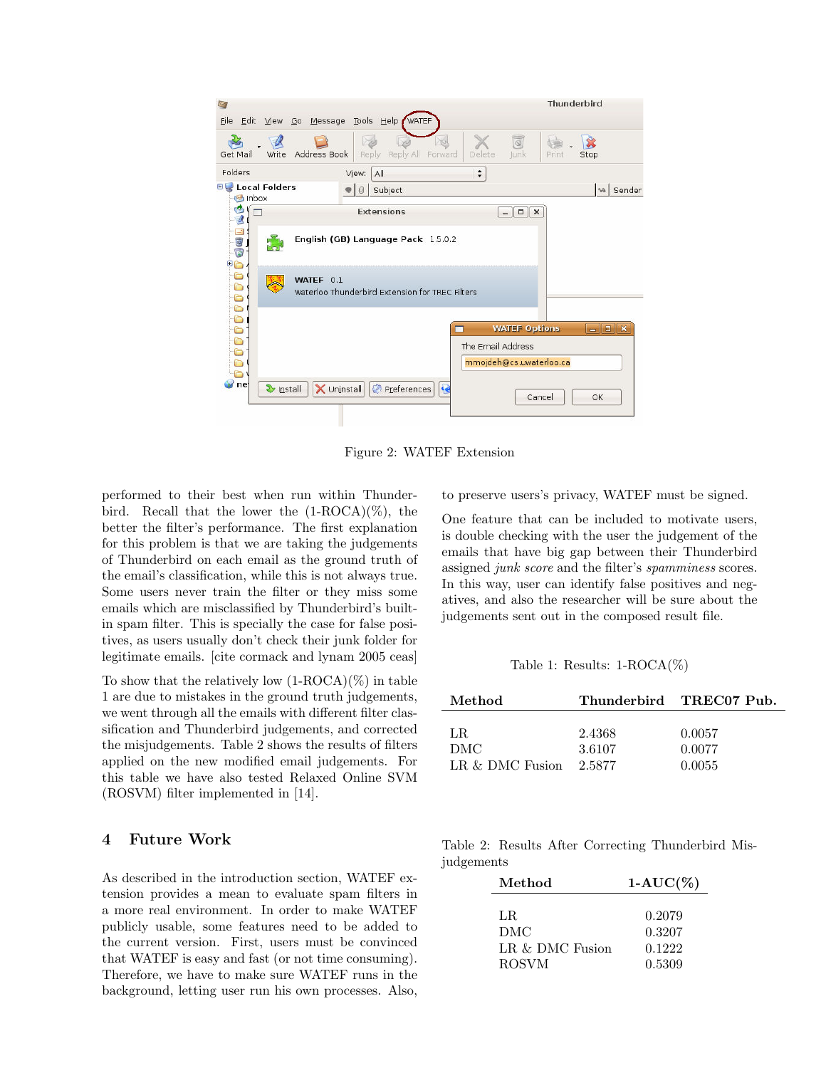Figure 2: WATEF Extension

performed to their best when run within Thunderbird. Recall that the lower the (1-ROCA)(%), the better the filter's performance. The first explanation for this problem is that we are taking the judgements of Thunderbird on each email as the ground truth of the email's classification, while this is not always true. Some users never train the filter or they miss some emails which are misclassified by Thunderbird's built-in spam filter. This is specially the case for false positives, as users usually don't check their junk folder for legitimate emails. [cite cormack and lynam 2005 ceas]

To show that the relatively low (1-ROCA)(%) in table 1 are due to mistakes in the ground truth judgements, we went through all the emails with different filter classification and Thunderbird judgements, and corrected the misjudgements. Table 2 shows the results of filters applied on the new modified email judgements. For this table we have also tested Relaxed Online SVM (ROSVM) filter implemented in [14].

## 4 Future Work

As described in the introduction section, WATEF extension provides a mean to evaluate spam filters in a more real environment. In order to make WATEF publicly usable, some features need to be added to the current version. First, users must be convinced that WATEF is easy and fast (or not time consuming). Therefore, we have to make sure WATEF runs in the background, letting user run his own processes. Also, to preserve users's privacy, WATEF must be signed.

One feature that can be included to motivate users, is double checking with the user the judgement of the emails that have big gap between their Thunderbird assigned *junk score* and the filter's *spamminess* scores. In this way, user can identify false positives and negatives, and also the researcher will be sure about the judgements sent out in the composed result file.

Table 1: Results: 1-ROCA(%)

| Method | Thunderbird | TREC07 Pub. |
|---|---|---|
| LR | 2.4368 | 0.0057 |
| DMC | 3.6107 | 0.0077 |
| LR & DMC Fusion | 2.5877 | 0.0055 |

Table 2: Results After Correcting Thunderbird Misjudgements

| Method | 1-AUC(%) |
|---|---|
| LR | 0.2079 |
| DMC | 0.3207 |
| LR & DMC Fusion | 0.1222 |
| ROSVM | 0.5309 |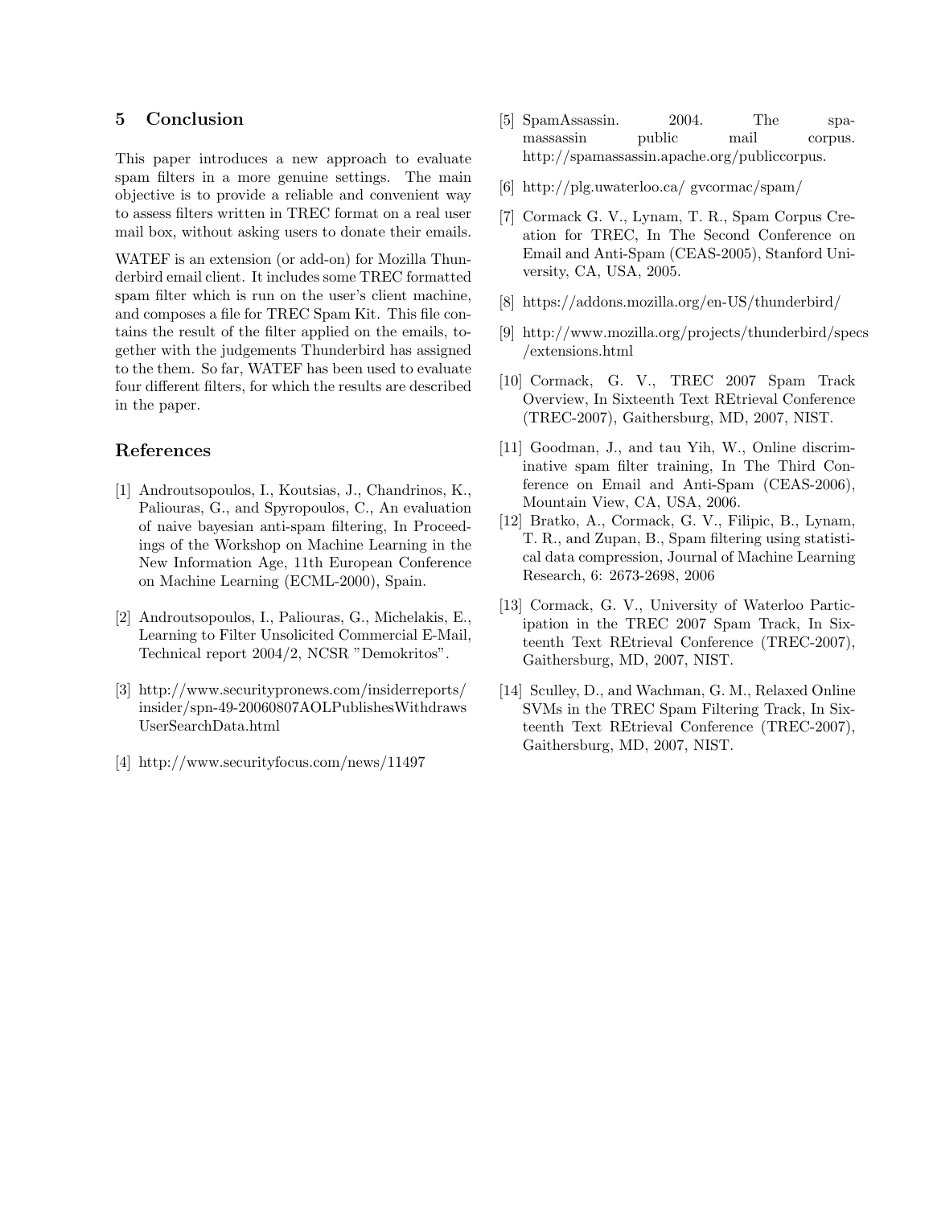## 5 Conclusion

This paper introduces a new approach to evaluate spam filters in a more genuine settings. The main objective is to provide a reliable and convenient way to assess filters written in TREC format on a real user mail box, without asking users to donate their emails.

WATEF is an extension (or add-on) for Mozilla Thunderbird email client. It includes some TREC formatted spam filter which is run on the user's client machine, and composes a file for TREC Spam Kit. This file contains the result of the filter applied on the emails, together with the judgements Thunderbird has assigned to the them. So far, WATEF has been used to evaluate four different filters, for which the results are described in the paper.

## References

[1] Androutsopoulos, I., Koutsias, J., Chandrinos, K., Paliouras, G., and Spyropoulos, C., An evaluation of naive bayesian anti-spam filtering, In Proceedings of the Workshop on Machine Learning in the New Information Age, 11th European Conference on Machine Learning (ECML-2000), Spain.

[2] Androutsopoulos, I., Paliouras, G., Michelakis, E., Learning to Filter Unsolicited Commercial E-Mail, Technical report 2004/2, NCSR "Demokritos".

[3] http://www.securitypronews.com/insiderreports/insider/spn-49-20060807AOLPublishesWithdrawsUserSearchData.html

[4] http://www.securityfocus.com/news/11497

[5] SpamAssassin. 2004. The spamassassin public mail corpus. http://spamassassin.apache.org/publiccorpus.

[6] http://plg.uwaterloo.ca/ gvcormac/spam/

[7] Cormack G. V., Lynam, T. R., Spam Corpus Creation for TREC, In The Second Conference on Email and Anti-Spam (CEAS-2005), Stanford University, CA, USA, 2005.

[8] https://addons.mozilla.org/en-US/thunderbird/

[9] http://www.mozilla.org/projects/thunderbird/specs/extensions.html

[10] Cormack, G. V., TREC 2007 Spam Track Overview, In Sixteenth Text REtrieval Conference (TREC-2007), Gaithersburg, MD, 2007, NIST.

[11] Goodman, J., and tau Yih, W., Online discriminative spam filter training, In The Third Conference on Email and Anti-Spam (CEAS-2006), Mountain View, CA, USA, 2006.

[12] Bratko, A., Cormack, G. V., Filipic, B., Lynam, T. R., and Zupan, B., Spam filtering using statistical data compression, Journal of Machine Learning Research, 6: 2673-2698, 2006

[13] Cormack, G. V., University of Waterloo Participation in the TREC 2007 Spam Track, In Sixteenth Text REtrieval Conference (TREC-2007), Gaithersburg, MD, 2007, NIST.

[14] Sculley, D., and Wachman, G. M., Relaxed Online SVMs in the TREC Spam Filtering Track, In Sixteenth Text REtrieval Conference (TREC-2007), Gaithersburg, MD, 2007, NIST.